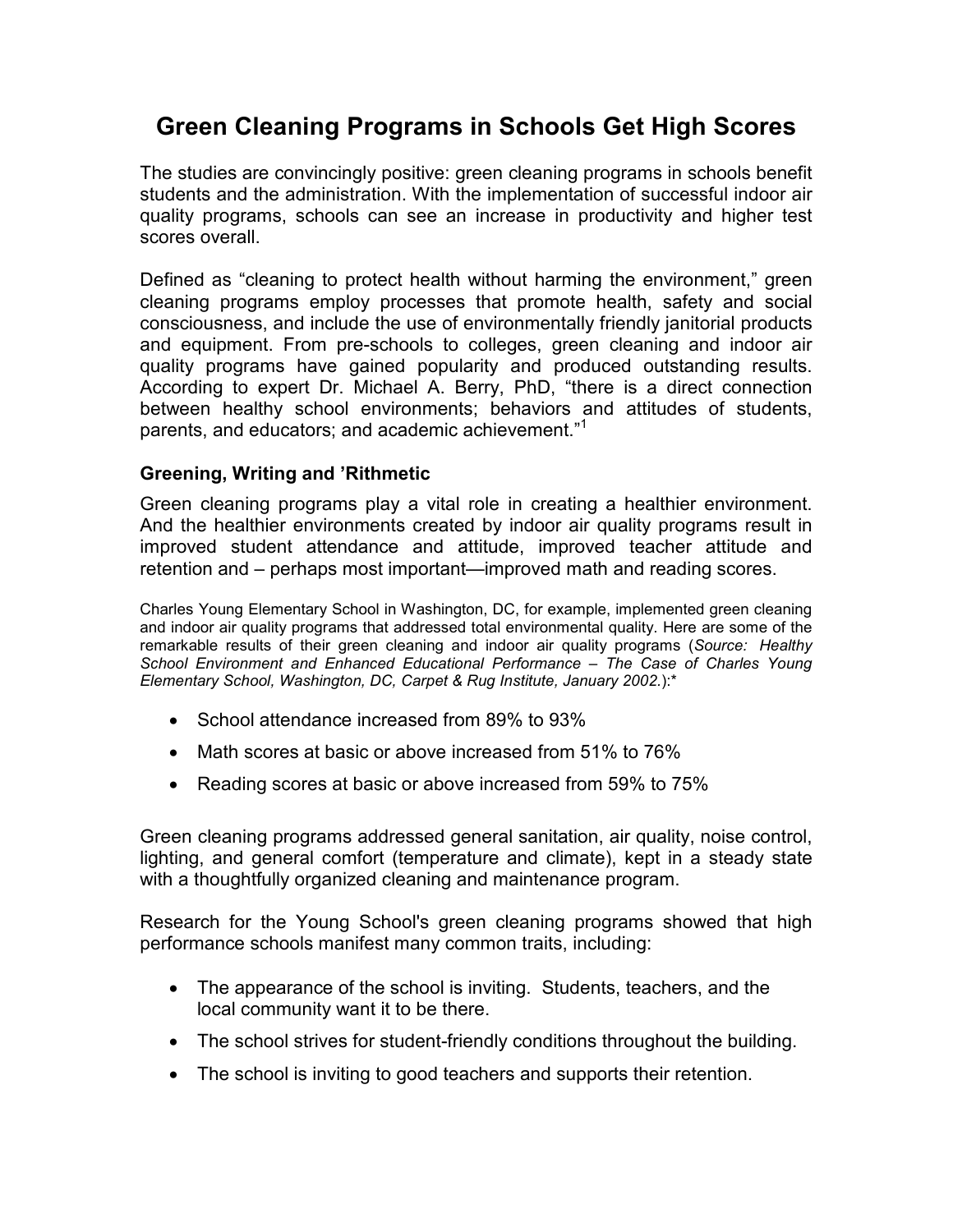# Green Cleaning Programs in Schools Get High Scores

The studies are convincingly positive: green cleaning programs in schools benefit students and the administration. With the implementation of successful indoor air quality programs, schools can see an increase in productivity and higher test scores overall.

Defined as "cleaning to protect health without harming the environment," green cleaning programs employ processes that promote health, safety and social consciousness, and include the use of environmentally friendly janitorial products and equipment. From pre-schools to colleges, green cleaning and indoor air quality programs have gained popularity and produced outstanding results. According to expert Dr. Michael A. Berry, PhD, "there is a direct connection between healthy school environments; behaviors and attitudes of students, parents, and educators; and academic achievement."[1]

### Greening, Writing and 'Rithmetic

Green cleaning programs play a vital role in creating a healthier environment. And the healthier environments created by indoor air quality programs result in improved student attendance and attitude, improved teacher attitude and retention and – perhaps most important—improved math and reading scores.

Charles Young Elementary School in Washington, DC, for example, implemented green cleaning and indoor air quality programs that addressed total environmental quality. Here are some of the remarkable results of their green cleaning and indoor air quality programs (*Source: Healthy School Environment and Enhanced Educational Performance – The Case of Charles Young Elementary School, Washington, DC, Carpet & Rug Institute, January 2002.*):*

- School attendance increased from 89% to 93%
- Math scores at basic or above increased from 51% to 76%
- Reading scores at basic or above increased from 59% to 75%

Green cleaning programs addressed general sanitation, air quality, noise control, lighting, and general comfort (temperature and climate), kept in a steady state with a thoughtfully organized cleaning and maintenance program.

Research for the Young School's green cleaning programs showed that high performance schools manifest many common traits, including:

- The appearance of the school is inviting. Students, teachers, and the local community want it to be there.
- The school strives for student-friendly conditions throughout the building.
- The school is inviting to good teachers and supports their retention.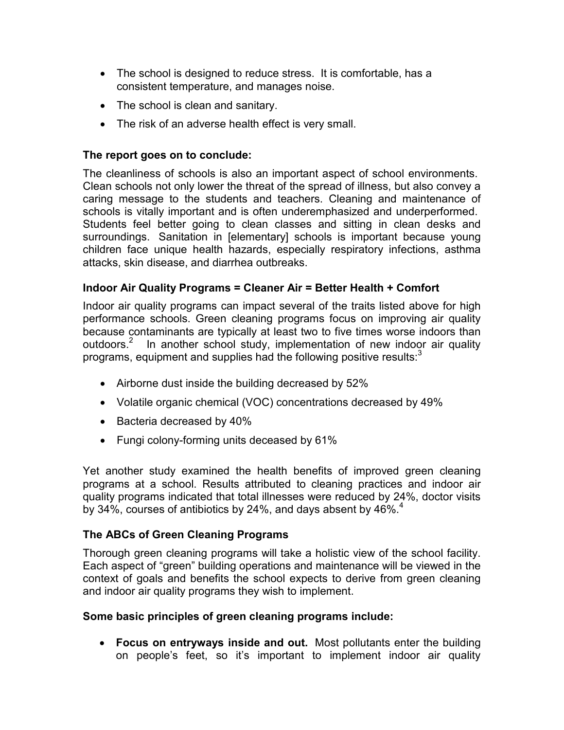- The school is designed to reduce stress. It is comfortable, has a consistent temperature, and manages noise.
- The school is clean and sanitary.
- The risk of an adverse health effect is very small.

**The report goes on to conclude:**

The cleanliness of schools is also an important aspect of school environments. Clean schools not only lower the threat of the spread of illness, but also convey a caring message to the students and teachers. Cleaning and maintenance of schools is vitally important and is often underemphasized and underperformed. Students feel better going to clean classes and sitting in clean desks and surroundings. Sanitation in [elementary] schools is important because young children face unique health hazards, especially respiratory infections, asthma attacks, skin disease, and diarrhea outbreaks.

### Indoor Air Quality Programs = Cleaner Air = Better Health + Comfort

Indoor air quality programs can impact several of the traits listed above for high performance schools. Green cleaning programs focus on improving air quality because contaminants are typically at least two to five times worse indoors than outdoors.[2] In another school study, implementation of new indoor air quality programs, equipment and supplies had the following positive results:[3]

- Airborne dust inside the building decreased by 52%
- Volatile organic chemical (VOC) concentrations decreased by 49%
- Bacteria decreased by 40%
- Fungi colony-forming units deceased by 61%

Yet another study examined the health benefits of improved green cleaning programs at a school. Results attributed to cleaning practices and indoor air quality programs indicated that total illnesses were reduced by 24%, doctor visits by 34%, courses of antibiotics by 24%, and days absent by 46%.[4]

### The ABCs of Green Cleaning Programs

Thorough green cleaning programs will take a holistic view of the school facility. Each aspect of "green" building operations and maintenance will be viewed in the context of goals and benefits the school expects to derive from green cleaning and indoor air quality programs they wish to implement.

**Some basic principles of green cleaning programs include:**

- **Focus on entryways inside and out.** Most pollutants enter the building on people's feet, so it's important to implement indoor air quality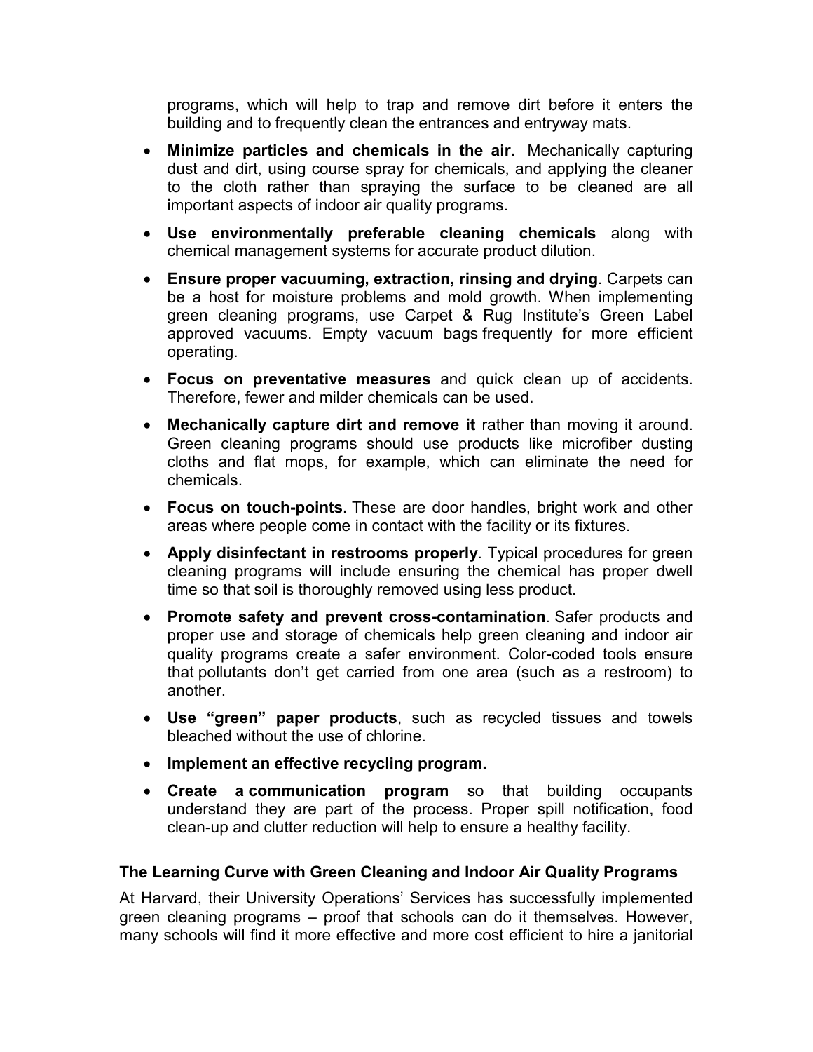programs, which will help to trap and remove dirt before it enters the building and to frequently clean the entrances and entryway mats.

- **Minimize particles and chemicals in the air.** Mechanically capturing dust and dirt, using course spray for chemicals, and applying the cleaner to the cloth rather than spraying the surface to be cleaned are all important aspects of indoor air quality programs.
- **Use environmentally preferable cleaning chemicals** along with chemical management systems for accurate product dilution.
- **Ensure proper vacuuming, extraction, rinsing and drying**. Carpets can be a host for moisture problems and mold growth. When implementing green cleaning programs, use Carpet & Rug Institute's Green Label approved vacuums. Empty vacuum bags frequently for more efficient operating.
- **Focus on preventative measures** and quick clean up of accidents. Therefore, fewer and milder chemicals can be used.
- **Mechanically capture dirt and remove it** rather than moving it around. Green cleaning programs should use products like microfiber dusting cloths and flat mops, for example, which can eliminate the need for chemicals.
- **Focus on touch-points.** These are door handles, bright work and other areas where people come in contact with the facility or its fixtures.
- **Apply disinfectant in restrooms properly**. Typical procedures for green cleaning programs will include ensuring the chemical has proper dwell time so that soil is thoroughly removed using less product.
- **Promote safety and prevent cross-contamination**. Safer products and proper use and storage of chemicals help green cleaning and indoor air quality programs create a safer environment. Color-coded tools ensure that pollutants don't get carried from one area (such as a restroom) to another.
- **Use "green" paper products**, such as recycled tissues and towels bleached without the use of chlorine.
- **Implement an effective recycling program.**
- **Create a communication program** so that building occupants understand they are part of the process. Proper spill notification, food clean-up and clutter reduction will help to ensure a healthy facility.

### The Learning Curve with Green Cleaning and Indoor Air Quality Programs

At Harvard, their University Operations' Services has successfully implemented green cleaning programs – proof that schools can do it themselves. However, many schools will find it more effective and more cost efficient to hire a janitorial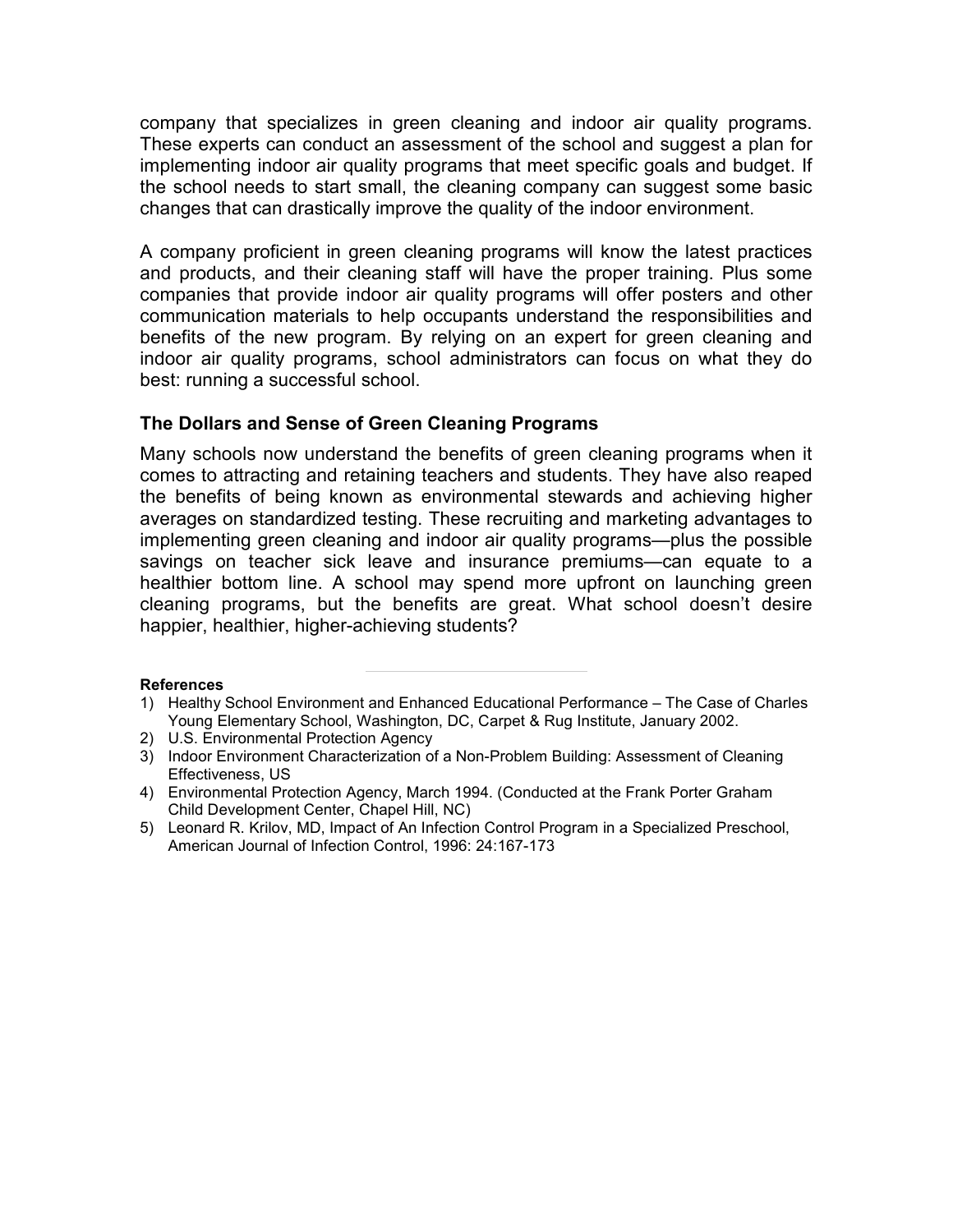company that specializes in green cleaning and indoor air quality programs. These experts can conduct an assessment of the school and suggest a plan for implementing indoor air quality programs that meet specific goals and budget. If the school needs to start small, the cleaning company can suggest some basic changes that can drastically improve the quality of the indoor environment.

A company proficient in green cleaning programs will know the latest practices and products, and their cleaning staff will have the proper training. Plus some companies that provide indoor air quality programs will offer posters and other communication materials to help occupants understand the responsibilities and benefits of the new program. By relying on an expert for green cleaning and indoor air quality programs, school administrators can focus on what they do best: running a successful school.

### The Dollars and Sense of Green Cleaning Programs

Many schools now understand the benefits of green cleaning programs when it comes to attracting and retaining teachers and students. They have also reaped the benefits of being known as environmental stewards and achieving higher averages on standardized testing. These recruiting and marketing advantages to implementing green cleaning and indoor air quality programs—plus the possible savings on teacher sick leave and insurance premiums—can equate to a healthier bottom line. A school may spend more upfront on launching green cleaning programs, but the benefits are great. What school doesn't desire happier, healthier, higher-achieving students?

---

**References**

1) Healthy School Environment and Enhanced Educational Performance – The Case of Charles Young Elementary School, Washington, DC, Carpet & Rug Institute, January 2002.
2) U.S. Environmental Protection Agency
3) Indoor Environment Characterization of a Non-Problem Building: Assessment of Cleaning Effectiveness, US
4) Environmental Protection Agency, March 1994. (Conducted at the Frank Porter Graham Child Development Center, Chapel Hill, NC)
5) Leonard R. Krilov, MD, Impact of An Infection Control Program in a Specialized Preschool, American Journal of Infection Control, 1996: 24:167-173